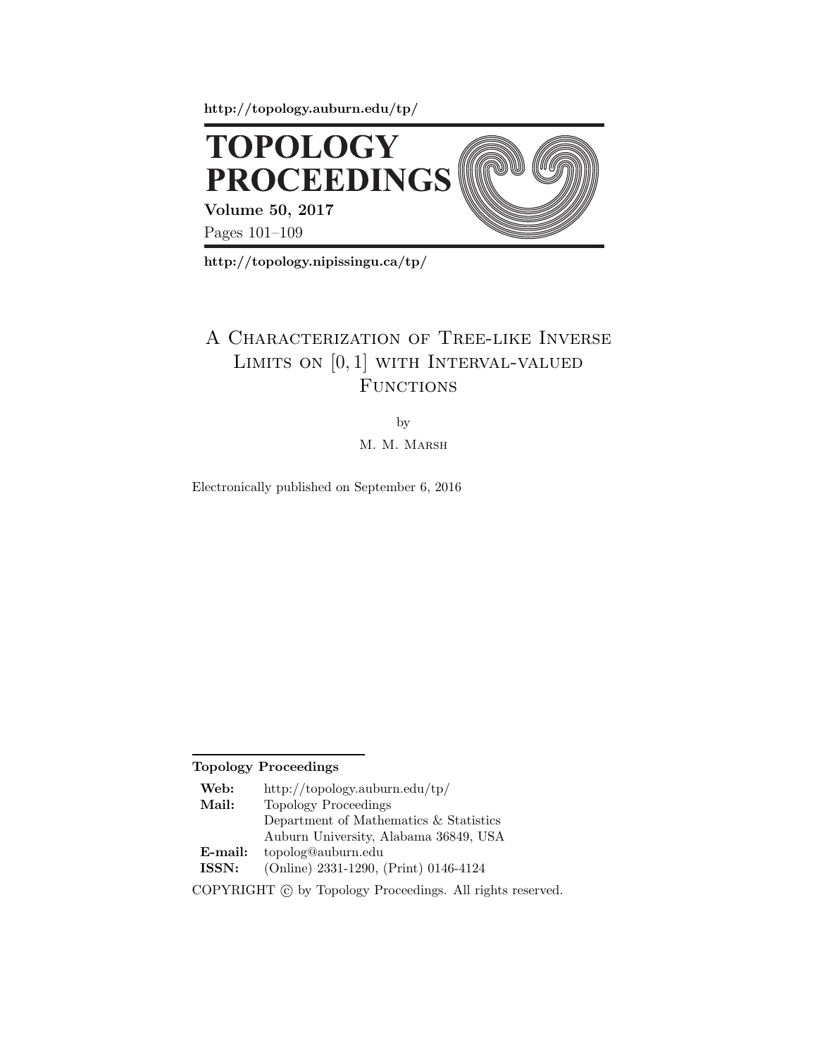http://topology.auburn.edu/tp/

# TOPOLOGY PROCEEDINGS

**Volume 50, 2017**

Pages 101–109

http://topology.nipissingu.ca/tp/

# A Characterization of Tree-like Inverse Limits on $[0, 1]$ with Interval-valued Functions

by

M. M. Marsh

Electronically published on September 6, 2016

**Topology Proceedings**

| | |
|---|---|
| **Web:** | http://topology.auburn.edu/tp/ |
| **Mail:** | Topology Proceedings |
| | Department of Mathematics & Statistics |
| | Auburn University, Alabama 36849, USA |
| **E-mail:** | topolog@auburn.edu |
| **ISSN:** | (Online) 2331-1290, (Print) 0146-4124 |

COPYRIGHT © by Topology Proceedings. All rights reserved.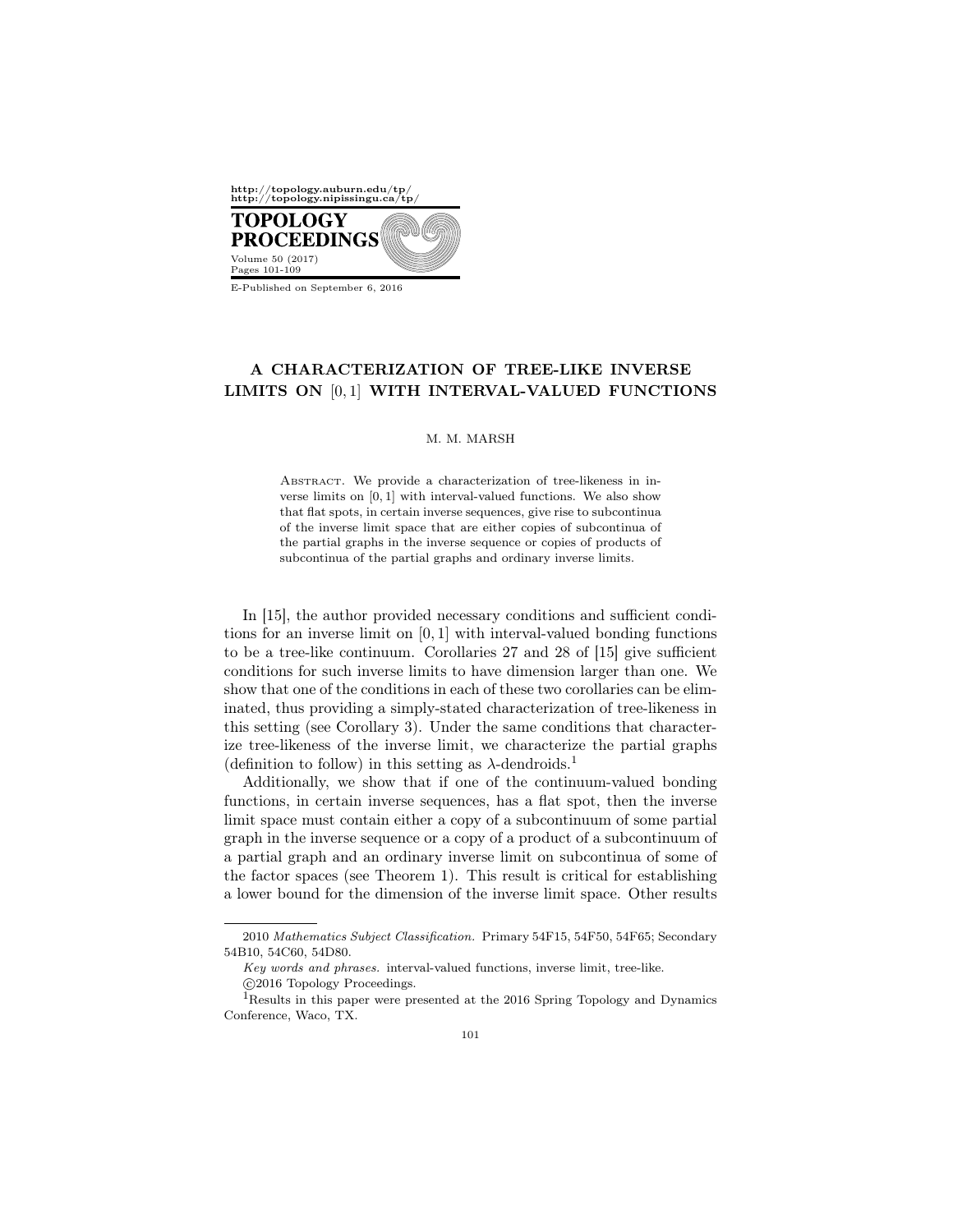# A CHARACTERIZATION OF TREE-LIKE INVERSE LIMITS ON $[0, 1]$ WITH INTERVAL-VALUED FUNCTIONS

M. M. MARSH

Abstract. We provide a characterization of tree-likeness in inverse limits on $[0, 1]$ with interval-valued functions. We also show that flat spots, in certain inverse sequences, give rise to subcontinua of the inverse limit space that are either copies of subcontinua of the partial graphs in the inverse sequence or copies of products of subcontinua of the partial graphs and ordinary inverse limits.

In [15], the author provided necessary conditions and sufficient conditions for an inverse limit on $[0, 1]$ with interval-valued bonding functions to be a tree-like continuum. Corollaries 27 and 28 of [15] give sufficient conditions for such inverse limits to have dimension larger than one. We show that one of the conditions in each of these two corollaries can be eliminated, thus providing a simply-stated characterization of tree-likeness in this setting (see Corollary 3). Under the same conditions that characterize tree-likeness of the inverse limit, we characterize the partial graphs (definition to follow) in this setting as $\lambda$-dendroids.[1]

Additionally, we show that if one of the continuum-valued bonding functions, in certain inverse sequences, has a flat spot, then the inverse limit space must contain either a copy of a subcontinuum of some partial graph in the inverse sequence or a copy of a product of a subcontinuum of a partial graph and an ordinary inverse limit on subcontinua of some of the factor spaces (see Theorem 1). This result is critical for establishing a lower bound for the dimension of the inverse limit space. Other results

---

2010 *Mathematics Subject Classification.* Primary 54F15, 54F50, 54F65; Secondary 54B10, 54C60, 54D80.

*Key words and phrases.* interval-valued functions, inverse limit, tree-like.

©2016 Topology Proceedings.

[1] Results in this paper were presented at the 2016 Spring Topology and Dynamics Conference, Waco, TX.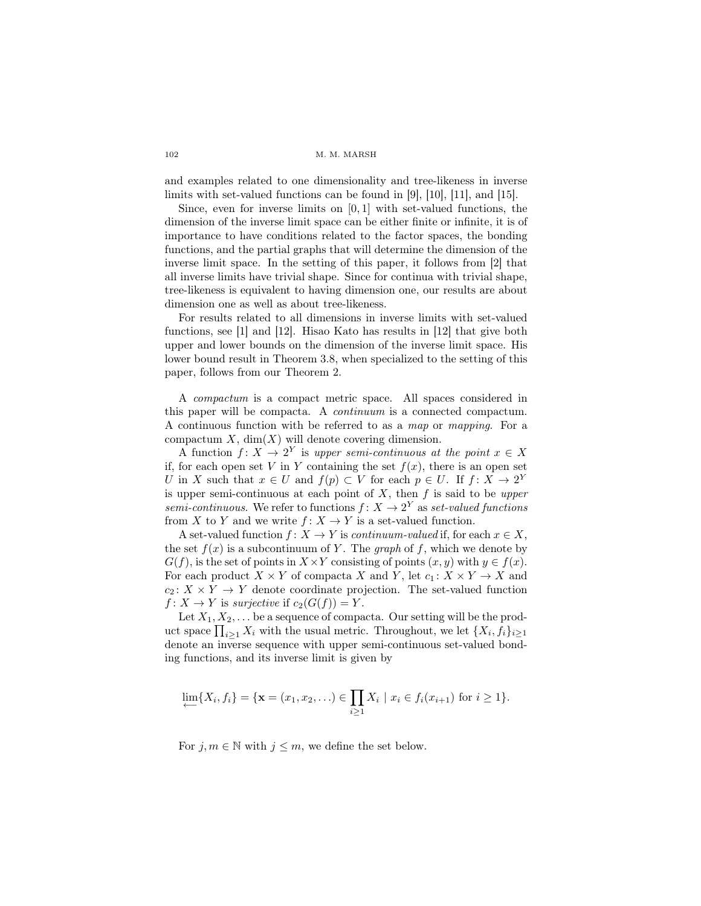and examples related to one dimensionality and tree-likeness in inverse limits with set-valued functions can be found in [9], [10], [11], and [15].

Since, even for inverse limits on $[0, 1]$ with set-valued functions, the dimension of the inverse limit space can be either finite or infinite, it is of importance to have conditions related to the factor spaces, the bonding functions, and the partial graphs that will determine the dimension of the inverse limit space. In the setting of this paper, it follows from [2] that all inverse limits have trivial shape. Since for continua with trivial shape, tree-likeness is equivalent to having dimension one, our results are about dimension one as well as about tree-likeness.

For results related to all dimensions in inverse limits with set-valued functions, see [1] and [12]. Hisao Kato has results in [12] that give both upper and lower bounds on the dimension of the inverse limit space. His lower bound result in Theorem 3.8, when specialized to the setting of this paper, follows from our Theorem 2.

A *compactum* is a compact metric space. All spaces considered in this paper will be compacta. A *continuum* is a connected compactum. A continuous function with be referred to as a *map* or *mapping*. For a compactum $X$, $\dim(X)$ will denote covering dimension.

A function $f\colon X \to 2^Y$ is *upper semi-continuous at the point* $x \in X$ if, for each open set $V$ in $Y$ containing the set $f(x)$, there is an open set $U$ in $X$ such that $x \in U$ and $f(p) \subset V$ for each $p \in U$. If $f\colon X \to 2^Y$ is upper semi-continuous at each point of $X$, then $f$ is said to be *upper semi-continuous*. We refer to functions $f\colon X \to 2^Y$ as *set-valued functions* from $X$ to $Y$ and we write $f\colon X \to Y$ is a set-valued function.

A set-valued function $f\colon X \to Y$ is *continuum-valued* if, for each $x \in X$, the set $f(x)$ is a subcontinuum of $Y$. The *graph* of $f$, which we denote by $G(f)$, is the set of points in $X \times Y$ consisting of points $(x, y)$ with $y \in f(x)$. For each product $X \times Y$ of compacta $X$ and $Y$, let $c_1\colon X \times Y \to X$ and $c_2\colon X \times Y \to Y$ denote coordinate projection. The set-valued function $f\colon X \to Y$ is *surjective* if $c_2(G(f)) = Y$.

Let $X_1, X_2, \ldots$ be a sequence of compacta. Our setting will be the product space $\prod_{i\geq 1} X_i$ with the usual metric. Throughout, we let $\{X_i, f_i\}_{i\geq 1}$ denote an inverse sequence with upper semi-continuous set-valued bonding functions, and its inverse limit is given by

$$\varprojlim\{X_i, f_i\} = \{\mathbf{x} = (x_1, x_2, \ldots) \in \prod_{i\geq 1} X_i \mid x_i \in f_i(x_{i+1}) \text{ for } i \geq 1\}.$$

For $j, m \in \mathbb{N}$ with $j \leq m$, we define the set below.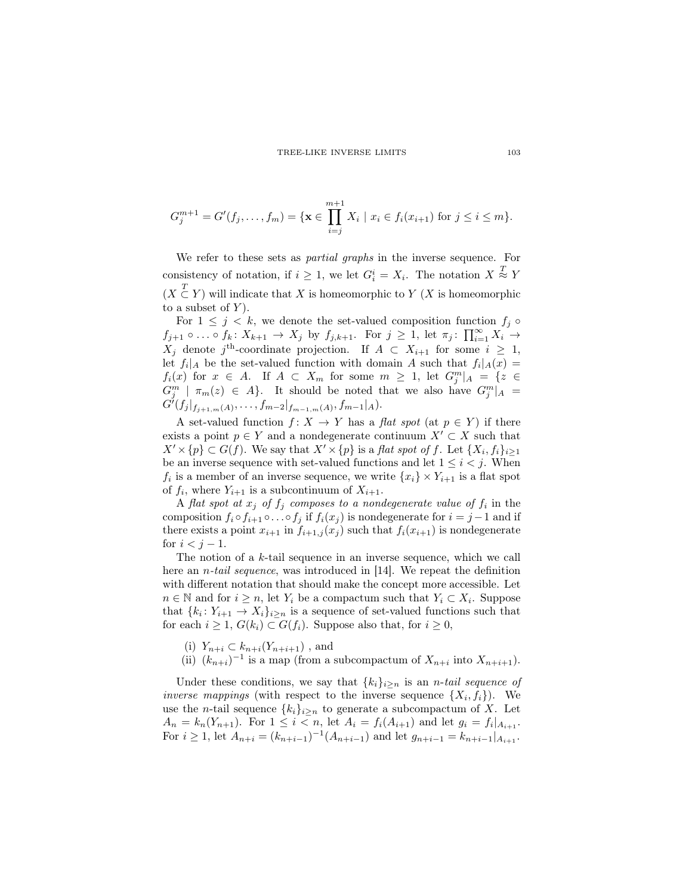$$G_j^{m+1} = G'(f_j, \ldots, f_m) = \{\mathbf{x} \in \prod_{i=j}^{m+1} X_i \mid x_i \in f_i(x_{i+1}) \text{ for } j \leq i \leq m\}.$$

We refer to these sets as *partial graphs* in the inverse sequence. For consistency of notation, if $i \geq 1$, we let $G_i^i = X_i$. The notation $X \overset{T}{\approx} Y$ ($X \overset{T}{\subset} Y$) will indicate that $X$ is homeomorphic to $Y$ ($X$ is homeomorphic to a subset of $Y$).

For $1 \leq j < k$, we denote the set-valued composition function $f_j \circ f_{j+1} \circ \ldots \circ f_k \colon X_{k+1} \to X_j$ by $f_{j,k+1}$. For $j \geq 1$, let $\pi_j \colon \prod_{i=1}^{\infty} X_i \to X_j$ denote $j^{\text{th}}$-coordinate projection. If $A \subset X_{i+1}$ for some $i \geq 1$, let $f_i|_A$ be the set-valued function with domain $A$ such that $f_i|_A(x) = f_i(x)$ for $x \in A$. If $A \subset X_m$ for some $m \geq 1$, let $G_j^m|_A = \{z \in G_j^m \mid \pi_m(z) \in A\}$. It should be noted that we also have $G_j^m|_A = G'(f_j|_{f_{j+1,m}(A)}, \ldots, f_{m-2}|_{f_{m-1,m}(A)}, f_{m-1}|_A)$.

A set-valued function $f \colon X \to Y$ has a *flat spot* (at $p \in Y$) if there exists a point $p \in Y$ and a nondegenerate continuum $X' \subset X$ such that $X' \times \{p\} \subset G(f)$. We say that $X' \times \{p\}$ is a *flat spot of* $f$. Let $\{X_i, f_i\}_{i \geq 1}$ be an inverse sequence with set-valued functions and let $1 \leq i < j$. When $f_i$ is a member of an inverse sequence, we write $\{x_i\} \times Y_{i+1}$ is a flat spot of $f_i$, where $Y_{i+1}$ is a subcontinuum of $X_{i+1}$.

A *flat spot at* $x_j$ *of* $f_j$ *composes to a nondegenerate value of* $f_i$ in the composition $f_i \circ f_{i+1} \circ \ldots \circ f_j$ if $f_i(x_j)$ is nondegenerate for $i = j-1$ and if there exists a point $x_{i+1}$ in $f_{i+1,j}(x_j)$ such that $f_i(x_{i+1})$ is nondegenerate for $i < j-1$.

The notion of a $k$-tail sequence in an inverse sequence, which we call here an *$n$-tail sequence*, was introduced in [14]. We repeat the definition with different notation that should make the concept more accessible. Let $n \in \mathbb{N}$ and for $i \geq n$, let $Y_i$ be a compactum such that $Y_i \subset X_i$. Suppose that $\{k_i \colon Y_{i+1} \to X_i\}_{i \geq n}$ is a sequence of set-valued functions such that for each $i \geq 1$, $G(k_i) \subset G(f_i)$. Suppose also that, for $i \geq 0$,

(i) $Y_{n+i} \subset k_{n+i}(Y_{n+i+1})$ , and
(ii) $(k_{n+i})^{-1}$ is a map (from a subcompactum of $X_{n+i}$ into $X_{n+i+1}$).

Under these conditions, we say that $\{k_i\}_{i \geq n}$ is an *$n$-tail sequence of inverse mappings* (with respect to the inverse sequence $\{X_i, f_i\}$). We use the $n$-tail sequence $\{k_i\}_{i \geq n}$ to generate a subcompactum of $X$. Let $A_n = k_n(Y_{n+1})$. For $1 \leq i < n$, let $A_i = f_i(A_{i+1})$ and let $g_i = f_i|_{A_{i+1}}$. For $i \geq 1$, let $A_{n+i} = (k_{n+i-1})^{-1}(A_{n+i-1})$ and let $g_{n+i-1} = k_{n+i-1}|_{A_{i+1}}$.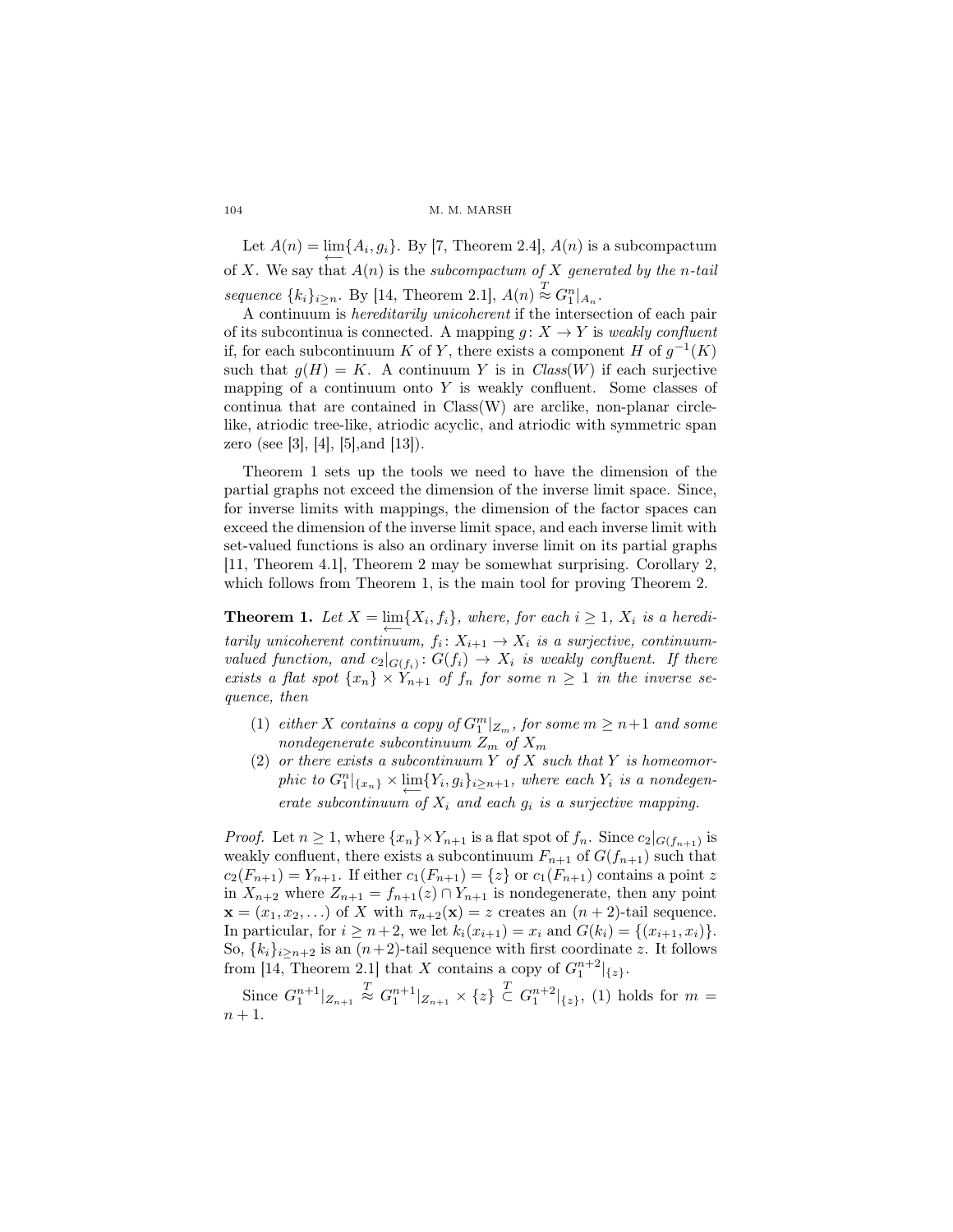Let $A(n) = \varprojlim\{A_i, g_i\}$. By [7, Theorem 2.4], $A(n)$ is a subcompactum of $X$. We say that $A(n)$ is the *subcompactum of $X$ generated by the $n$-tail sequence* $\{k_i\}_{i\geq n}$. By [14, Theorem 2.1], $A(n) \overset{T}{\approx} G_1^n|_{A_n}$.

A continuum is *hereditarily unicoherent* if the intersection of each pair of its subcontinua is connected. A mapping $g\colon X \to Y$ is *weakly confluent* if, for each subcontinuum $K$ of $Y$, there exists a component $H$ of $g^{-1}(K)$ such that $g(H) = K$. A continuum $Y$ is in *Class*$(W)$ if each surjective mapping of a continuum onto $Y$ is weakly confluent. Some classes of continua that are contained in Class(W) are arclike, non-planar circle-like, atriodic tree-like, atriodic acyclic, and atriodic with symmetric span zero (see [3], [4], [5],and [13]).

Theorem 1 sets up the tools we need to have the dimension of the partial graphs not exceed the dimension of the inverse limit space. Since, for inverse limits with mappings, the dimension of the factor spaces can exceed the dimension of the inverse limit space, and each inverse limit with set-valued functions is also an ordinary inverse limit on its partial graphs [11, Theorem 4.1], Theorem 2 may be somewhat surprising. Corollary 2, which follows from Theorem 1, is the main tool for proving Theorem 2.

**Theorem 1.** *Let $X = \varprojlim\{X_i, f_i\}$, where, for each $i \geq 1$, $X_i$ is a hereditarily unicoherent continuum, $f_i\colon X_{i+1} \to X_i$ is a surjective, continuum-valued function, and $c_2|_{G(f_i)}\colon G(f_i) \to X_i$ is weakly confluent. If there exists a flat spot $\{x_n\} \times Y_{n+1}$ of $f_n$ for some $n \geq 1$ in the inverse sequence, then*

1. *either $X$ contains a copy of $G_1^m|_{Z_m}$, for some $m \geq n+1$ and some nondegenerate subcontinuum $Z_m$ of $X_m$*
2. *or there exists a subcontinuum $Y$ of $X$ such that $Y$ is homeomorphic to $G_1^n|_{\{x_n\}} \times \varprojlim\{Y_i, g_i\}_{i\geq n+1}$, where each $Y_i$ is a nondegenerate subcontinuum of $X_i$ and each $g_i$ is a surjective mapping.*

*Proof.* Let $n \geq 1$, where $\{x_n\}\times Y_{n+1}$ is a flat spot of $f_n$. Since $c_2|_{G(f_{n+1})}$ is weakly confluent, there exists a subcontinuum $F_{n+1}$ of $G(f_{n+1})$ such that $c_2(F_{n+1}) = Y_{n+1}$. If either $c_1(F_{n+1}) = \{z\}$ or $c_1(F_{n+1})$ contains a point $z$ in $X_{n+2}$ where $Z_{n+1} = f_{n+1}(z) \cap Y_{n+1}$ is nondegenerate, then any point $\mathbf{x} = (x_1, x_2, \ldots)$ of $X$ with $\pi_{n+2}(\mathbf{x}) = z$ creates an $(n+2)$-tail sequence. In particular, for $i \geq n+2$, we let $k_i(x_{i+1}) = x_i$ and $G(k_i) = \{(x_{i+1}, x_i)\}$. So, $\{k_i\}_{i\geq n+2}$ is an $(n+2)$-tail sequence with first coordinate $z$. It follows from [14, Theorem 2.1] that $X$ contains a copy of $G_1^{n+2}|_{\{z\}}$.

Since $G_1^{n+1}|_{Z_{n+1}} \overset{T}{\approx} G_1^{n+1}|_{Z_{n+1}} \times \{z\} \overset{T}{\subset} G_1^{n+2}|_{\{z\}}$, (1) holds for $m = n+1$.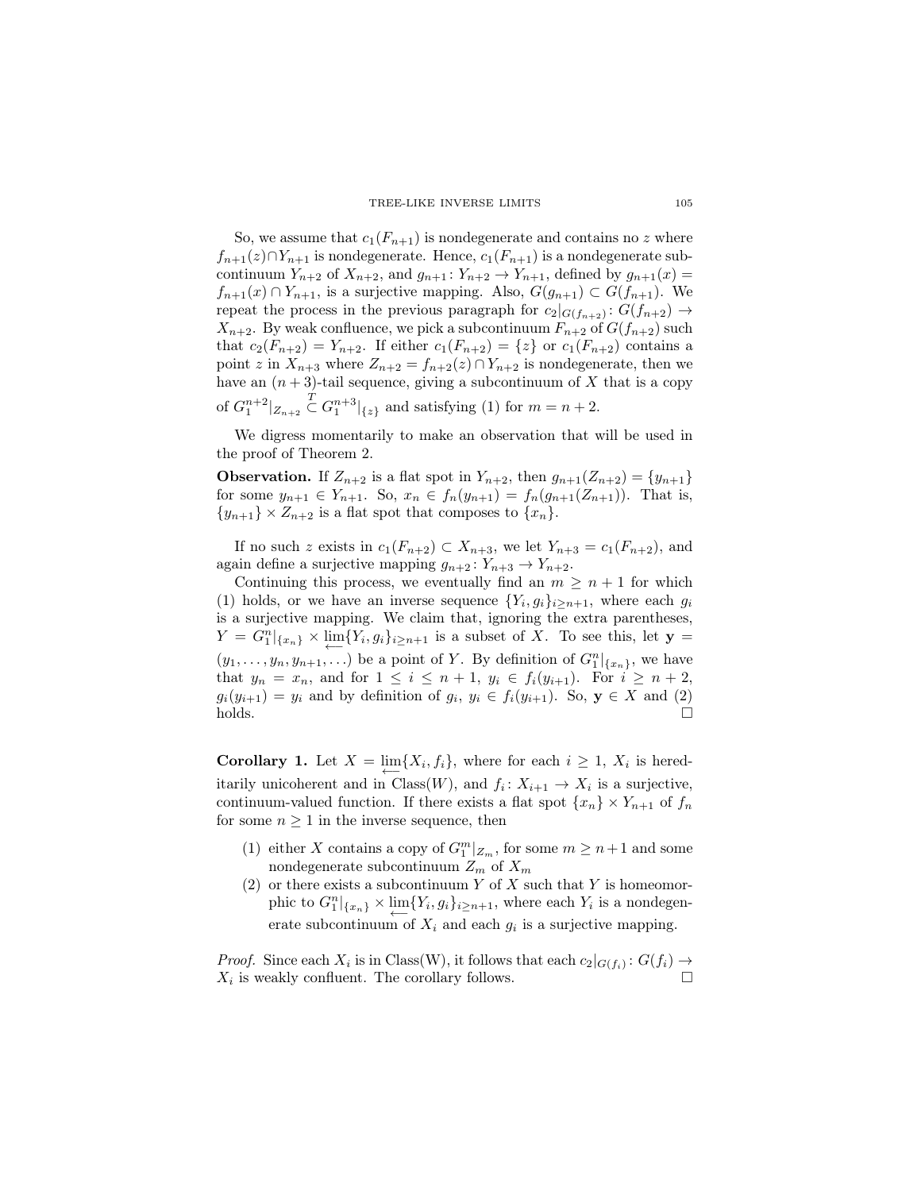So, we assume that $c_1(F_{n+1})$ is nondegenerate and contains no $z$ where $f_{n+1}(z) \cap Y_{n+1}$ is nondegenerate. Hence, $c_1(F_{n+1})$ is a nondegenerate subcontinuum $Y_{n+2}$ of $X_{n+2}$, and $g_{n+1} \colon Y_{n+2} \to Y_{n+1}$, defined by $g_{n+1}(x) = f_{n+1}(x) \cap Y_{n+1}$, is a surjective mapping. Also, $G(g_{n+1}) \subset G(f_{n+1})$. We repeat the process in the previous paragraph for $c_2|_{G(f_{n+2})} \colon G(f_{n+2}) \to X_{n+2}$. By weak confluence, we pick a subcontinuum $F_{n+2}$ of $G(f_{n+2})$ such that $c_2(F_{n+2}) = Y_{n+2}$. If either $c_1(F_{n+2}) = \{z\}$ or $c_1(F_{n+2})$ contains a point $z$ in $X_{n+3}$ where $Z_{n+2} = f_{n+2}(z) \cap Y_{n+2}$ is nondegenerate, then we have an $(n+3)$-tail sequence, giving a subcontinuum of $X$ that is a copy of $G_1^{n+2}|_{Z_{n+2}} \overset{T}{\subset} G_1^{n+3}|_{\{z\}}$ and satisfying (1) for $m = n+2$.

We digress momentarily to make an observation that will be used in the proof of Theorem 2.

**Observation.** If $Z_{n+2}$ is a flat spot in $Y_{n+2}$, then $g_{n+1}(Z_{n+2}) = \{y_{n+1}\}$ for some $y_{n+1} \in Y_{n+1}$. So, $x_n \in f_n(y_{n+1}) = f_n(g_{n+1}(Z_{n+1}))$. That is, $\{y_{n+1}\} \times Z_{n+2}$ is a flat spot that composes to $\{x_n\}$.

If no such $z$ exists in $c_1(F_{n+2}) \subset X_{n+3}$, we let $Y_{n+3} = c_1(F_{n+2})$, and again define a surjective mapping $g_{n+2} \colon Y_{n+3} \to Y_{n+2}$.

Continuing this process, we eventually find an $m \geq n+1$ for which (1) holds, or we have an inverse sequence $\{Y_i, g_i\}_{i \geq n+1}$, where each $g_i$ is a surjective mapping. We claim that, ignoring the extra parentheses, $Y = G_1^n|_{\{x_n\}} \times \varprojlim\{Y_i, g_i\}_{i \geq n+1}$ is a subset of $X$. To see this, let $\mathbf{y} = (y_1, \ldots, y_n, y_{n+1}, \ldots)$ be a point of $Y$. By definition of $G_1^n|_{\{x_n\}}$, we have that $y_n = x_n$, and for $1 \leq i \leq n+1$, $y_i \in f_i(y_{i+1})$. For $i \geq n+2$, $g_i(y_{i+1}) = y_i$ and by definition of $g_i$, $y_i \in f_i(y_{i+1})$. So, $\mathbf{y} \in X$ and (2) holds. $\square$

**Corollary 1.** Let $X = \varprojlim\{X_i, f_i\}$, where for each $i \geq 1$, $X_i$ is hereditarily unicoherent and in Class($W$), and $f_i \colon X_{i+1} \to X_i$ is a surjective, continuum-valued function. If there exists a flat spot $\{x_n\} \times Y_{n+1}$ of $f_n$ for some $n \geq 1$ in the inverse sequence, then

1. either $X$ contains a copy of $G_1^m|_{Z_m}$, for some $m \geq n+1$ and some nondegenerate subcontinuum $Z_m$ of $X_m$
2. or there exists a subcontinuum $Y$ of $X$ such that $Y$ is homeomorphic to $G_1^n|_{\{x_n\}} \times \varprojlim\{Y_i, g_i\}_{i \geq n+1}$, where each $Y_i$ is a nondegenerate subcontinuum of $X_i$ and each $g_i$ is a surjective mapping.

*Proof.* Since each $X_i$ is in Class(W), it follows that each $c_2|_{G(f_i)} \colon G(f_i) \to X_i$ is weakly confluent. The corollary follows. $\square$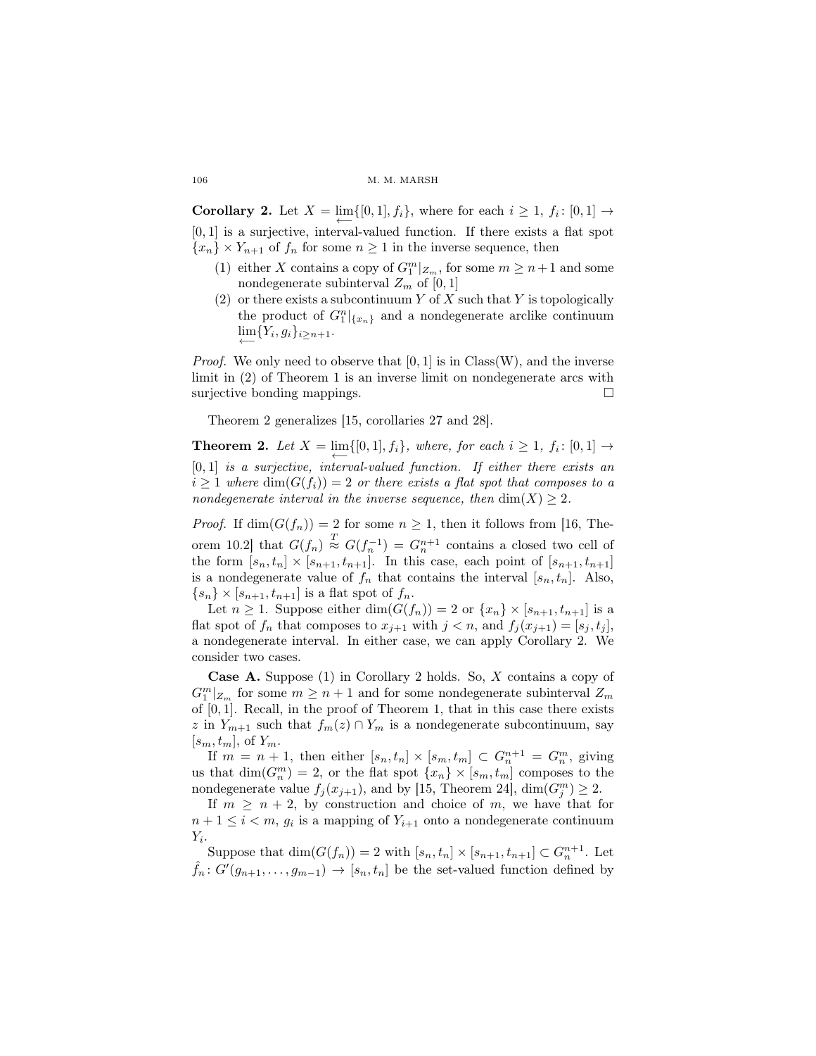**Corollary 2.** Let $X = \varprojlim\{[0,1], f_i\}$, where for each $i \geq 1$, $f_i\colon [0,1] \to [0,1]$ is a surjective, interval-valued function. If there exists a flat spot $\{x_n\} \times Y_{n+1}$ of $f_n$ for some $n \geq 1$ in the inverse sequence, then

1. either $X$ contains a copy of $G_1^m|_{Z_m}$, for some $m \geq n+1$ and some nondegenerate subinterval $Z_m$ of $[0,1]$
2. or there exists a subcontinuum $Y$ of $X$ such that $Y$ is topologically the product of $G_1^n|_{\{x_n\}}$ and a nondegenerate arclike continuum $\varprojlim\{Y_i, g_i\}_{i\geq n+1}$.

*Proof.* We only need to observe that $[0,1]$ is in Class(W), and the inverse limit in (2) of Theorem 1 is an inverse limit on nondegenerate arcs with surjective bonding mappings. $\square$

Theorem 2 generalizes [15, corollaries 27 and 28].

**Theorem 2.** *Let $X = \varprojlim\{[0,1], f_i\}$, where, for each $i \geq 1$, $f_i\colon [0,1] \to [0,1]$ is a surjective, interval-valued function. If either there exists an $i \geq 1$ where $\dim(G(f_i)) = 2$ or there exists a flat spot that composes to a nondegenerate interval in the inverse sequence, then $\dim(X) \geq 2$.*

*Proof.* If $\dim(G(f_n)) = 2$ for some $n \geq 1$, then it follows from [16, Theorem 10.2] that $G(f_n) \overset{T}{\approx} G(f_n^{-1}) = G_n^{n+1}$ contains a closed two cell of the form $[s_n, t_n] \times [s_{n+1}, t_{n+1}]$. In this case, each point of $[s_{n+1}, t_{n+1}]$ is a nondegenerate value of $f_n$ that contains the interval $[s_n, t_n]$. Also, $\{s_n\} \times [s_{n+1}, t_{n+1}]$ is a flat spot of $f_n$.

Let $n \geq 1$. Suppose either $\dim(G(f_n)) = 2$ or $\{x_n\} \times [s_{n+1}, t_{n+1}]$ is a flat spot of $f_n$ that composes to $x_{j+1}$ with $j < n$, and $f_j(x_{j+1}) = [s_j, t_j]$, a nondegenerate interval. In either case, we can apply Corollary 2. We consider two cases.

**Case A.** Suppose (1) in Corollary 2 holds. So, $X$ contains a copy of $G_1^m|_{Z_m}$ for some $m \geq n+1$ and for some nondegenerate subinterval $Z_m$ of $[0,1]$. Recall, in the proof of Theorem 1, that in this case there exists $z$ in $Y_{m+1}$ such that $f_m(z) \cap Y_m$ is a nondegenerate subcontinuum, say $[s_m, t_m]$, of $Y_m$.

If $m = n+1$, then either $[s_n, t_n] \times [s_m, t_m] \subset G_n^{n+1} = G_n^m$, giving us that $\dim(G_n^m) = 2$, or the flat spot $\{x_n\} \times [s_m, t_m]$ composes to the nondegenerate value $f_j(x_{j+1})$, and by [15, Theorem 24], $\dim(G_j^m) \geq 2$.

If $m \geq n+2$, by construction and choice of $m$, we have that for $n+1 \leq i < m$, $g_i$ is a mapping of $Y_{i+1}$ onto a nondegenerate continuum $Y_i$.

Suppose that $\dim(G(f_n)) = 2$ with $[s_n, t_n] \times [s_{n+1}, t_{n+1}] \subset G_n^{n+1}$. Let $\hat{f}_n\colon G'(g_{n+1}, \ldots, g_{m-1}) \to [s_n, t_n]$ be the set-valued function defined by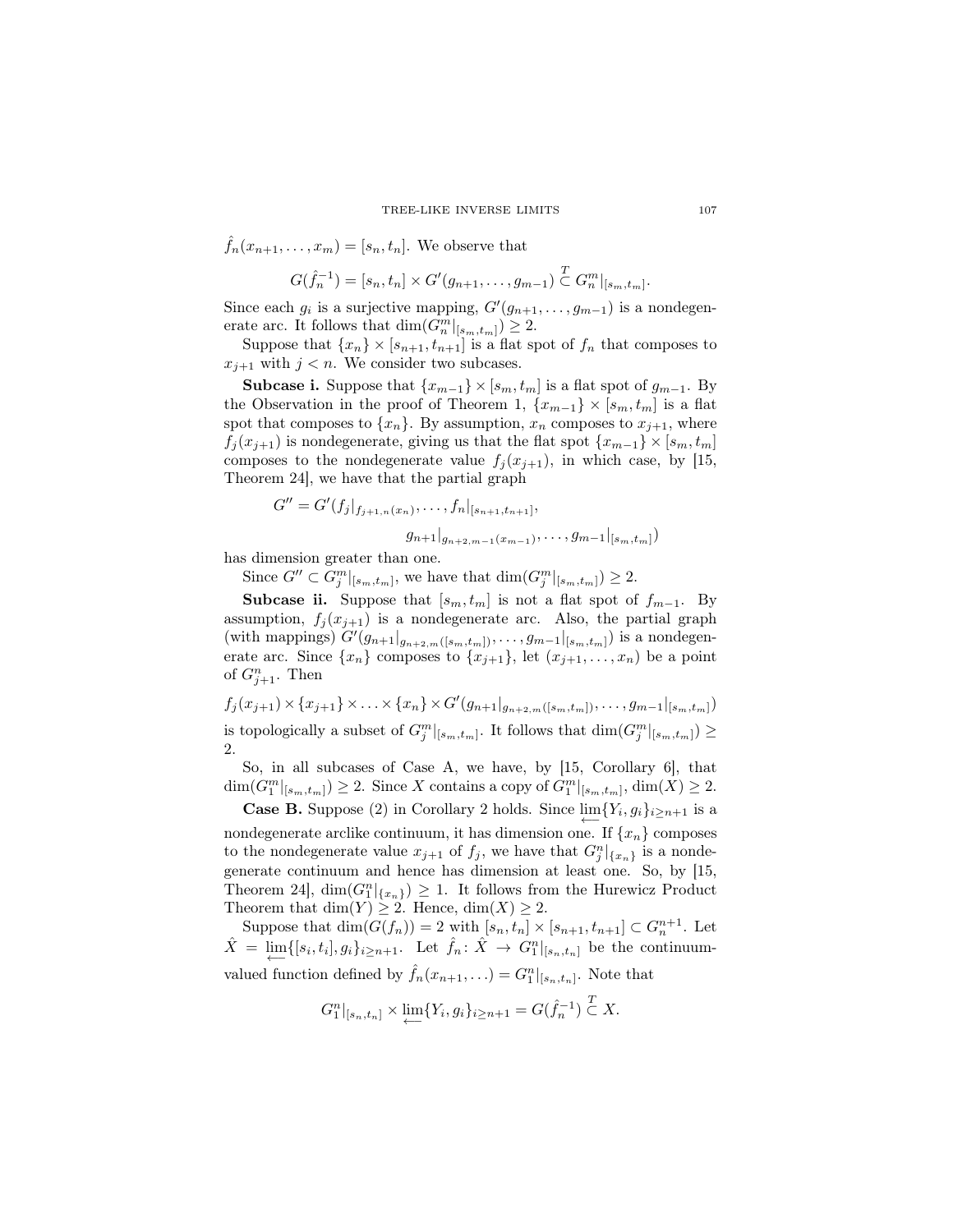$\hat{f}_n(x_{n+1}, \ldots, x_m) = [s_n, t_n]$. We observe that

$$G(\hat{f}_n^{-1}) = [s_n, t_n] \times G'(g_{n+1}, \ldots, g_{m-1}) \overset{T}{\subset} G_n^m|_{[s_m,t_m]}.$$

Since each $g_i$ is a surjective mapping, $G'(g_{n+1}, \ldots, g_{m-1})$ is a nondegenerate arc. It follows that $\dim(G_n^m|_{[s_m,t_m]}) \geq 2$.

Suppose that $\{x_n\} \times [s_{n+1}, t_{n+1}]$ is a flat spot of $f_n$ that composes to $x_{j+1}$ with $j < n$. We consider two subcases.

**Subcase i.** Suppose that $\{x_{m-1}\} \times [s_m, t_m]$ is a flat spot of $g_{m-1}$. By the Observation in the proof of Theorem 1, $\{x_{m-1}\} \times [s_m, t_m]$ is a flat spot that composes to $\{x_n\}$. By assumption, $x_n$ composes to $x_{j+1}$, where $f_j(x_{j+1})$ is nondegenerate, giving us that the flat spot $\{x_{m-1}\} \times [s_m, t_m]$ composes to the nondegenerate value $f_j(x_{j+1})$, in which case, by [15, Theorem 24], we have that the partial graph

$$G'' = G'(f_j|_{f_{j+1,n}(x_n)}, \ldots, f_n|_{[s_{n+1},t_{n+1}]},$$
$$g_{n+1}|_{g_{n+2,m-1}(x_{m-1})}, \ldots, g_{m-1}|_{[s_m,t_m]})$$

has dimension greater than one.

Since $G'' \subset G_j^m|_{[s_m,t_m]}$, we have that $\dim(G_j^m|_{[s_m,t_m]}) \geq 2$.

**Subcase ii.** Suppose that $[s_m, t_m]$ is not a flat spot of $f_{m-1}$. By assumption, $f_j(x_{j+1})$ is a nondegenerate arc. Also, the partial graph (with mappings) $G'(g_{n+1}|_{g_{n+2,m}([s_m,t_m])}, \ldots, g_{m-1}|_{[s_m,t_m]})$ is a nondegenerate arc. Since $\{x_n\}$ composes to $\{x_{j+1}\}$, let $(x_{j+1}, \ldots, x_n)$ be a point of $G_{j+1}^n$. Then

$$f_j(x_{j+1}) \times \{x_{j+1}\} \times \ldots \times \{x_n\} \times G'(g_{n+1}|_{g_{n+2,m}([s_m,t_m])}, \ldots, g_{m-1}|_{[s_m,t_m]})$$

is topologically a subset of $G_j^m|_{[s_m,t_m]}$. It follows that $\dim(G_j^m|_{[s_m,t_m]}) \geq 2$.

So, in all subcases of Case A, we have, by [15, Corollary 6], that $\dim(G_1^m|_{[s_m,t_m]}) \geq 2$. Since $X$ contains a copy of $G_1^m|_{[s_m,t_m]}$, $\dim(X) \geq 2$.

**Case B.** Suppose (2) in Corollary 2 holds. Since $\varprojlim\{Y_i, g_i\}_{i \geq n+1}$ is a nondegenerate arclike continuum, it has dimension one. If $\{x_n\}$ composes to the nondegenerate value $x_{j+1}$ of $f_j$, we have that $G_j^n|_{\{x_n\}}$ is a nondegenerate continuum and hence has dimension at least one. So, by [15, Theorem 24], $\dim(G_1^n|_{\{x_n\}}) \geq 1$. It follows from the Hurewicz Product Theorem that $\dim(Y) \geq 2$. Hence, $\dim(X) \geq 2$.

Suppose that $\dim(G(f_n)) = 2$ with $[s_n, t_n] \times [s_{n+1}, t_{n+1}] \subset G_n^{n+1}$. Let $\hat{X} = \varprojlim\{[s_i, t_i], g_i\}_{i \geq n+1}$. Let $\hat{f}_n \colon \hat{X} \to G_1^n|_{[s_n,t_n]}$ be the continuum-valued function defined by $\hat{f}_n(x_{n+1}, \ldots) = G_1^n|_{[s_n,t_n]}$. Note that

$$G_1^n|_{[s_n,t_n]} \times \varprojlim\{Y_i, g_i\}_{i \geq n+1} = G(\hat{f}_n^{-1}) \overset{T}{\subset} X.$$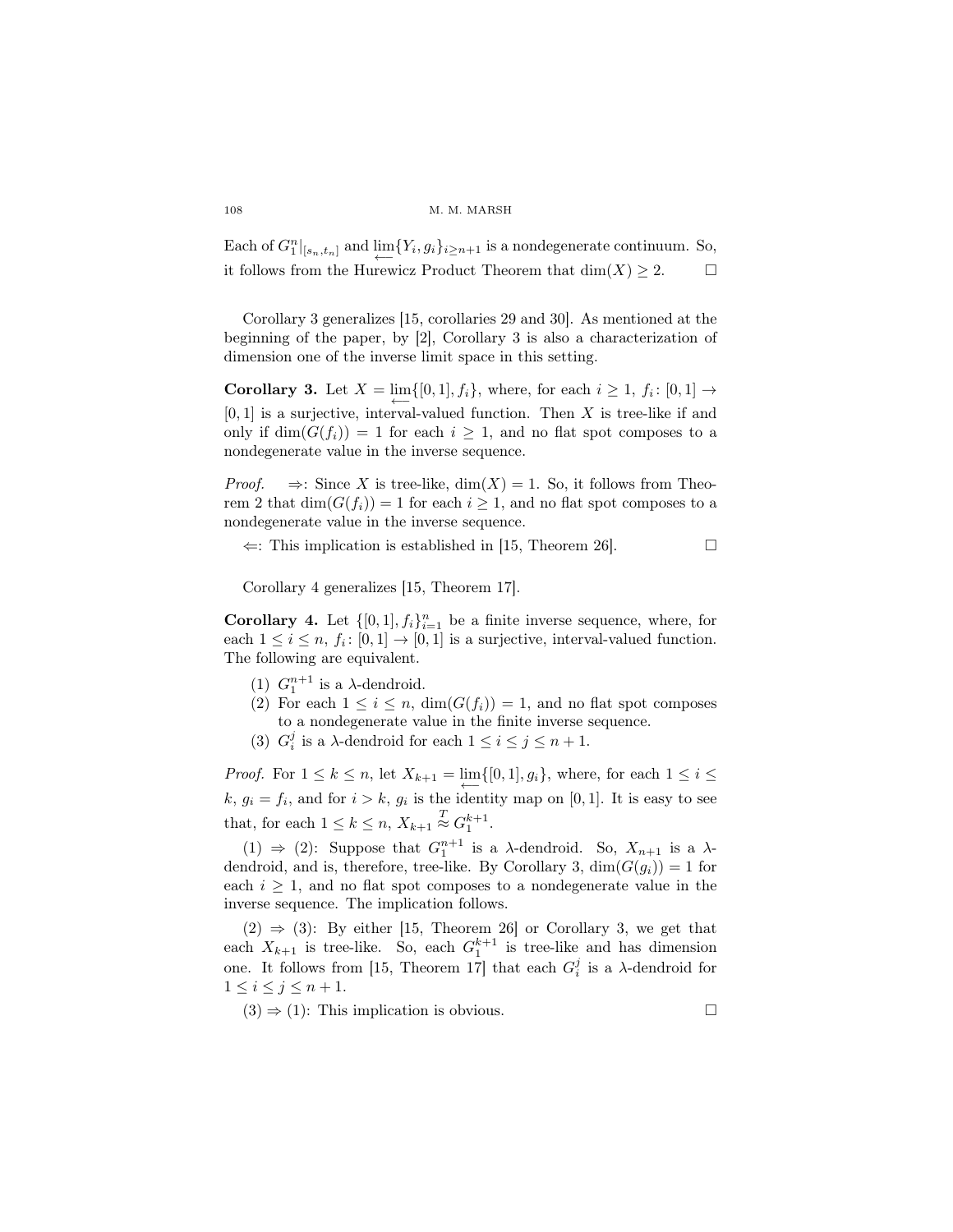Each of $G_1^n|_{[s_n,t_n]}$ and $\varprojlim\{Y_i, g_i\}_{i\geq n+1}$ is a nondegenerate continuum. So, it follows from the Hurewicz Product Theorem that $\dim(X) \geq 2$. □

Corollary 3 generalizes [15, corollaries 29 and 30]. As mentioned at the beginning of the paper, by [2], Corollary 3 is also a characterization of dimension one of the inverse limit space in this setting.

**Corollary 3.** Let $X = \varprojlim\{[0,1], f_i\}$, where, for each $i \geq 1$, $f_i\colon [0,1] \to [0,1]$ is a surjective, interval-valued function. Then $X$ is tree-like if and only if $\dim(G(f_i)) = 1$ for each $i \geq 1$, and no flat spot composes to a nondegenerate value in the inverse sequence.

*Proof.* $\Rightarrow$: Since $X$ is tree-like, $\dim(X) = 1$. So, it follows from Theorem 2 that $\dim(G(f_i)) = 1$ for each $i \geq 1$, and no flat spot composes to a nondegenerate value in the inverse sequence.

$\Leftarrow$: This implication is established in [15, Theorem 26]. □

Corollary 4 generalizes [15, Theorem 17].

**Corollary 4.** Let $\{[0,1], f_i\}_{i=1}^n$ be a finite inverse sequence, where, for each $1 \leq i \leq n$, $f_i\colon [0,1] \to [0,1]$ is a surjective, interval-valued function. The following are equivalent.

(1) $G_1^{n+1}$ is a $\lambda$-dendroid.
(2) For each $1 \leq i \leq n$, $\dim(G(f_i)) = 1$, and no flat spot composes to a nondegenerate value in the finite inverse sequence.
(3) $G_i^j$ is a $\lambda$-dendroid for each $1 \leq i \leq j \leq n+1$.

*Proof.* For $1 \leq k \leq n$, let $X_{k+1} = \varprojlim\{[0,1], g_i\}$, where, for each $1 \leq i \leq k$, $g_i = f_i$, and for $i > k$, $g_i$ is the identity map on $[0,1]$. It is easy to see that, for each $1 \leq k \leq n$, $X_{k+1} \overset{T}{\approx} G_1^{k+1}$.

(1) $\Rightarrow$ (2): Suppose that $G_1^{n+1}$ is a $\lambda$-dendroid. So, $X_{n+1}$ is a $\lambda$-dendroid, and is, therefore, tree-like. By Corollary 3, $\dim(G(g_i)) = 1$ for each $i \geq 1$, and no flat spot composes to a nondegenerate value in the inverse sequence. The implication follows.

(2) $\Rightarrow$ (3): By either [15, Theorem 26] or Corollary 3, we get that each $X_{k+1}$ is tree-like. So, each $G_1^{k+1}$ is tree-like and has dimension one. It follows from [15, Theorem 17] that each $G_i^j$ is a $\lambda$-dendroid for $1 \leq i \leq j \leq n+1$.

(3) $\Rightarrow$ (1): This implication is obvious. □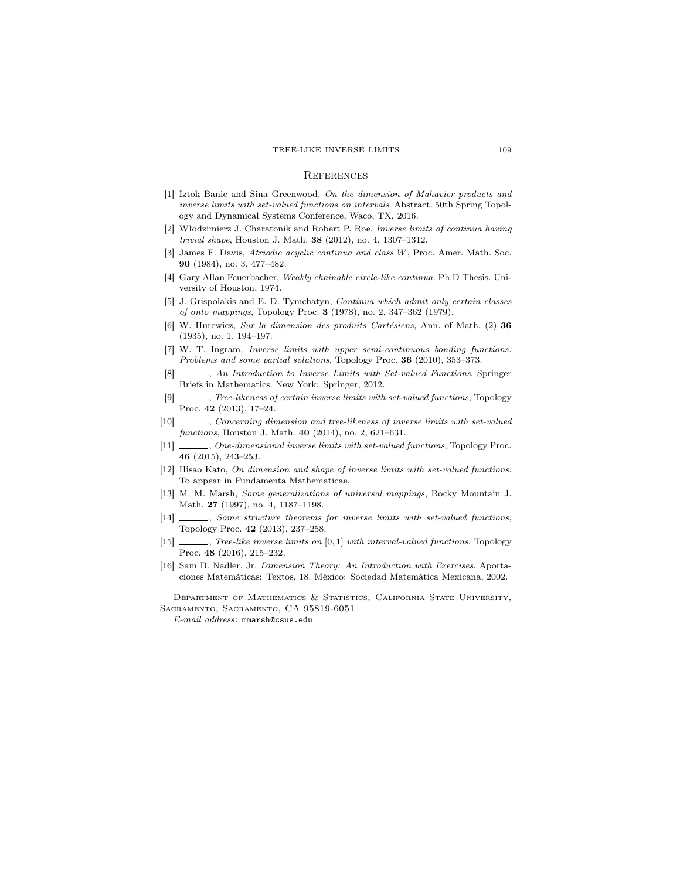## References

[1] Iztok Banic and Sina Greenwood, *On the dimension of Mahavier products and inverse limits with set-valued functions on intervals*. Abstract. 50th Spring Topology and Dynamical Systems Conference, Waco, TX, 2016.

[2] Włodzimierz J. Charatonik and Robert P. Roe, *Inverse limits of continua having trivial shape*, Houston J. Math. **38** (2012), no. 4, 1307–1312.

[3] James F. Davis, *Atriodic acyclic continua and class $W$*, Proc. Amer. Math. Soc. **90** (1984), no. 3, 477–482.

[4] Gary Allan Feuerbacher, *Weakly chainable circle-like continua*. Ph.D Thesis. University of Houston, 1974.

[5] J. Grispolakis and E. D. Tymchatyn, *Continua which admit only certain classes of onto mappings*, Topology Proc. **3** (1978), no. 2, 347–362 (1979).

[6] W. Hurewicz, *Sur la dimension des produits Cartésiens*, Ann. of Math. (2) **36** (1935), no. 1, 194–197.

[7] W. T. Ingram, *Inverse limits with upper semi-continuous bonding functions: Problems and some partial solutions*, Topology Proc. **36** (2010), 353–373.

[8] ______, *An Introduction to Inverse Limits with Set-valued Functions*. Springer Briefs in Mathematics. New York: Springer, 2012.

[9] ______, *Tree-likeness of certain inverse limits with set-valued functions*, Topology Proc. **42** (2013), 17–24.

[10] ______, *Concerning dimension and tree-likeness of inverse limits with set-valued functions*, Houston J. Math. **40** (2014), no. 2, 621–631.

[11] ______, *One-dimensional inverse limits with set-valued functions*, Topology Proc. **46** (2015), 243–253.

[12] Hisao Kato, *On dimension and shape of inverse limits with set-valued functions.* To appear in Fundamenta Mathematicae.

[13] M. M. Marsh, *Some generalizations of universal mappings*, Rocky Mountain J. Math. **27** (1997), no. 4, 1187–1198.

[14] ______, *Some structure theorems for inverse limits with set-valued functions*, Topology Proc. **42** (2013), 237–258.

[15] ______, *Tree-like inverse limits on $[0,1]$ with interval-valued functions*, Topology Proc. **48** (2016), 215–232.

[16] Sam B. Nadler, Jr. *Dimension Theory: An Introduction with Exercises*. Aportaciones Matemáticas: Textos, 18. México: Sociedad Matemática Mexicana, 2002.

Department of Mathematics & Statistics; California State University, Sacramento; Sacramento, CA 95819-6051

*E-mail address*: mmarsh@csus.edu